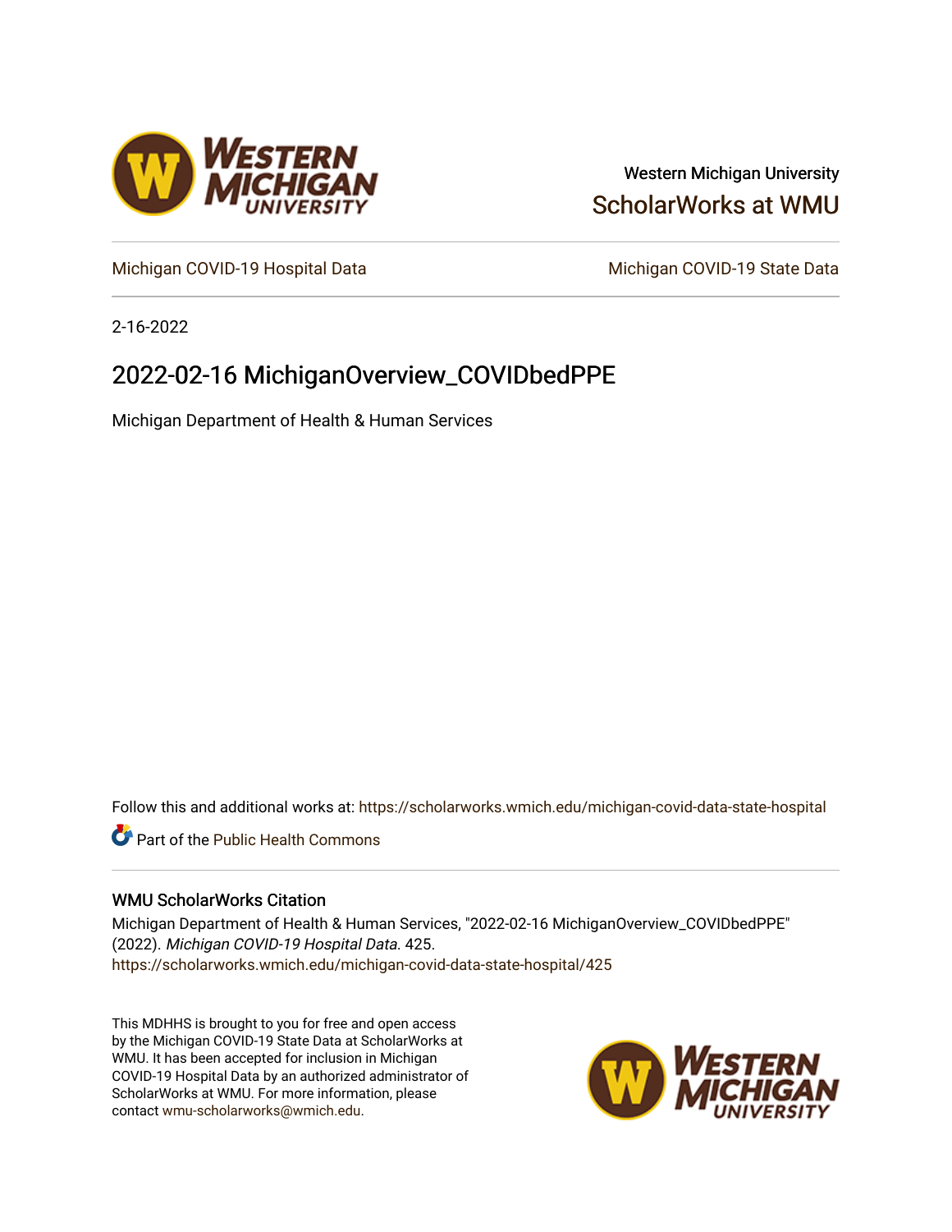Western Michigan University

ScholarWorks at WMU

Michigan COVID-19 Hospital Data

Michigan COVID-19 State Data

2-16-2022

# 2022-02-16 MichiganOverview_COVIDbedPPE

Michigan Department of Health & Human Services

Follow this and additional works at: https://scholarworks.wmich.edu/michigan-covid-data-state-hospital

Part of the Public Health Commons

## WMU ScholarWorks Citation

Michigan Department of Health & Human Services, "2022-02-16 MichiganOverview_COVIDbedPPE" (2022). *Michigan COVID-19 Hospital Data*. 425.
https://scholarworks.wmich.edu/michigan-covid-data-state-hospital/425

This MDHHS is brought to you for free and open access by the Michigan COVID-19 State Data at ScholarWorks at WMU. It has been accepted for inclusion in Michigan COVID-19 Hospital Data by an authorized administrator of ScholarWorks at WMU. For more information, please contact wmu-scholarworks@wmich.edu.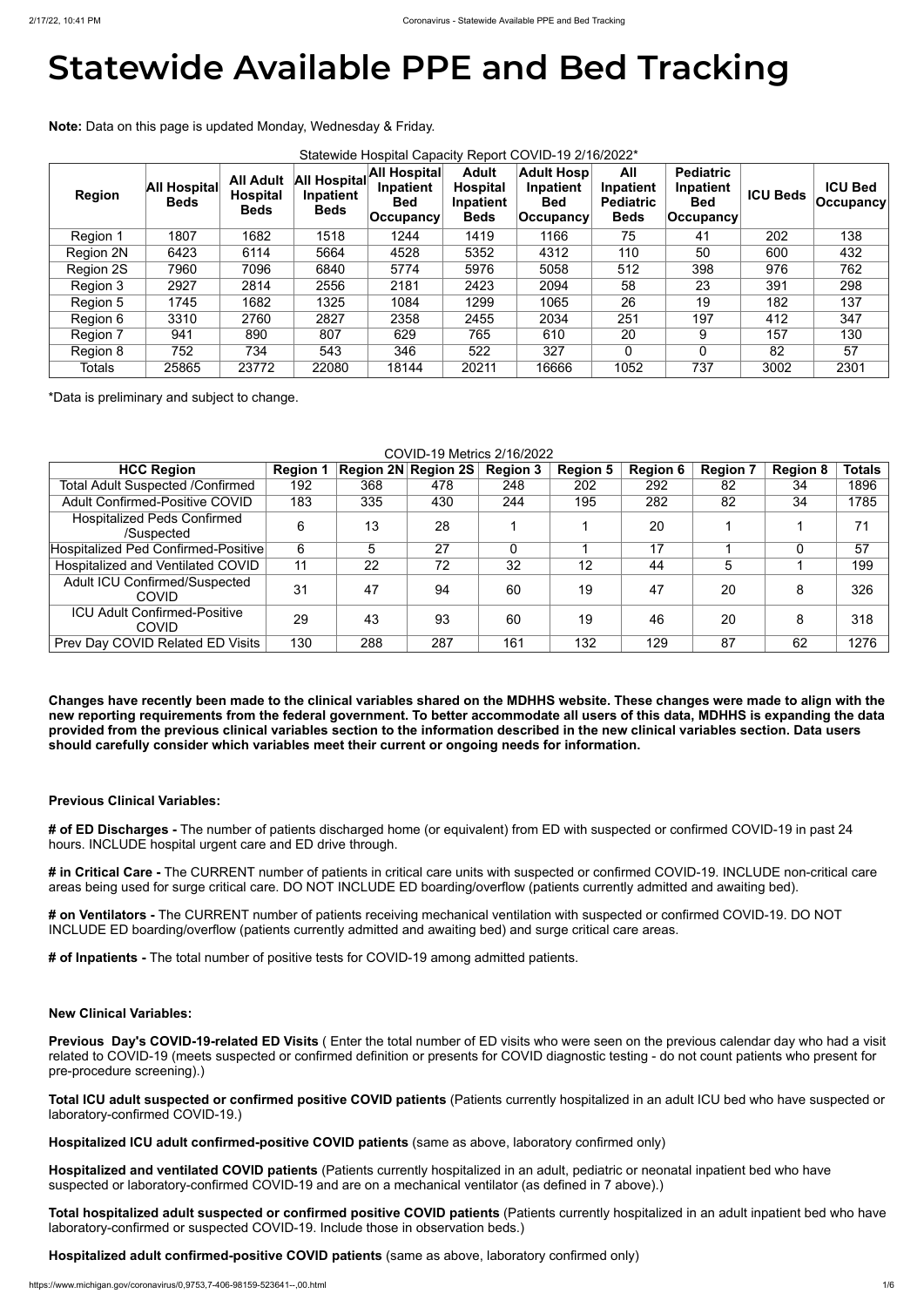# Statewide Available PPE and Bed Tracking

**Note:** Data on this page is updated Monday, Wednesday & Friday.

Statewide Hospital Capacity Report COVID-19 2/16/2022*

| Region | All Hospital Beds | All Adult Hospital Beds | All Hospital Inpatient Beds | All Hospital Inpatient Bed Occupancy | Adult Hospital Inpatient Beds | Adult Hosp Inpatient Bed Occupancy | All Inpatient Pediatric Beds | Pediatric Inpatient Bed Occupancy | ICU Beds | ICU Bed Occupancy |
|---|---|---|---|---|---|---|---|---|---|---|
| Region 1 | 1807 | 1682 | 1518 | 1244 | 1419 | 1166 | 75 | 41 | 202 | 138 |
| Region 2N | 6423 | 6114 | 5664 | 4528 | 5352 | 4312 | 110 | 50 | 600 | 432 |
| Region 2S | 7960 | 7096 | 6840 | 5774 | 5976 | 5058 | 512 | 398 | 976 | 762 |
| Region 3 | 2927 | 2814 | 2556 | 2181 | 2423 | 2094 | 58 | 23 | 391 | 298 |
| Region 5 | 1745 | 1682 | 1325 | 1084 | 1299 | 1065 | 26 | 19 | 182 | 137 |
| Region 6 | 3310 | 2760 | 2827 | 2358 | 2455 | 2034 | 251 | 197 | 412 | 347 |
| Region 7 | 941 | 890 | 807 | 629 | 765 | 610 | 20 | 9 | 157 | 130 |
| Region 8 | 752 | 734 | 543 | 346 | 522 | 327 | 0 | 0 | 82 | 57 |
| Totals | 25865 | 23772 | 22080 | 18144 | 20211 | 16666 | 1052 | 737 | 3002 | 2301 |

*Data is preliminary and subject to change.

COVID-19 Metrics 2/16/2022

| HCC Region | Region 1 | Region 2N | Region 2S | Region 3 | Region 5 | Region 6 | Region 7 | Region 8 | Totals |
|---|---|---|---|---|---|---|---|---|---|
| Total Adult Suspected /Confirmed | 192 | 368 | 478 | 248 | 202 | 292 | 82 | 34 | 1896 |
| Adult Confirmed-Positive COVID | 183 | 335 | 430 | 244 | 195 | 282 | 82 | 34 | 1785 |
| Hospitalized Peds Confirmed /Suspected | 6 | 13 | 28 | 1 | 1 | 20 | 1 | 1 | 71 |
| Hospitalized Ped Confirmed-Positive | 6 | 5 | 27 | 0 | 1 | 17 | 1 | 0 | 57 |
| Hospitalized and Ventilated COVID | 11 | 22 | 72 | 32 | 12 | 44 | 5 | 1 | 199 |
| Adult ICU Confirmed/Suspected COVID | 31 | 47 | 94 | 60 | 19 | 47 | 20 | 8 | 326 |
| ICU Adult Confirmed-Positive COVID | 29 | 43 | 93 | 60 | 19 | 46 | 20 | 8 | 318 |
| Prev Day COVID Related ED Visits | 130 | 288 | 287 | 161 | 132 | 129 | 87 | 62 | 1276 |

**Changes have recently been made to the clinical variables shared on the MDHHS website. These changes were made to align with the new reporting requirements from the federal government. To better accommodate all users of this data, MDHHS is expanding the data provided from the previous clinical variables section to the information described in the new clinical variables section. Data users should carefully consider which variables meet their current or ongoing needs for information.**

**Previous Clinical Variables:**

**# of ED Discharges -** The number of patients discharged home (or equivalent) from ED with suspected or confirmed COVID-19 in past 24 hours. INCLUDE hospital urgent care and ED drive through.

**# in Critical Care -** The CURRENT number of patients in critical care units with suspected or confirmed COVID-19. INCLUDE non-critical care areas being used for surge critical care. DO NOT INCLUDE ED boarding/overflow (patients currently admitted and awaiting bed).

**# on Ventilators -** The CURRENT number of patients receiving mechanical ventilation with suspected or confirmed COVID-19. DO NOT INCLUDE ED boarding/overflow (patients currently admitted and awaiting bed) and surge critical care areas.

**# of Inpatients -** The total number of positive tests for COVID-19 among admitted patients.

**New Clinical Variables:**

**Previous Day's COVID-19-related ED Visits** ( Enter the total number of ED visits who were seen on the previous calendar day who had a visit related to COVID-19 (meets suspected or confirmed definition or presents for COVID diagnostic testing - do not count patients who present for pre-procedure screening).)

**Total ICU adult suspected or confirmed positive COVID patients** (Patients currently hospitalized in an adult ICU bed who have suspected or laboratory-confirmed COVID-19.)

**Hospitalized ICU adult confirmed-positive COVID patients** (same as above, laboratory confirmed only)

**Hospitalized and ventilated COVID patients** (Patients currently hospitalized in an adult, pediatric or neonatal inpatient bed who have suspected or laboratory-confirmed COVID-19 and are on a mechanical ventilator (as defined in 7 above).)

**Total hospitalized adult suspected or confirmed positive COVID patients** (Patients currently hospitalized in an adult inpatient bed who have laboratory-confirmed or suspected COVID-19. Include those in observation beds.)

**Hospitalized adult confirmed-positive COVID patients** (same as above, laboratory confirmed only)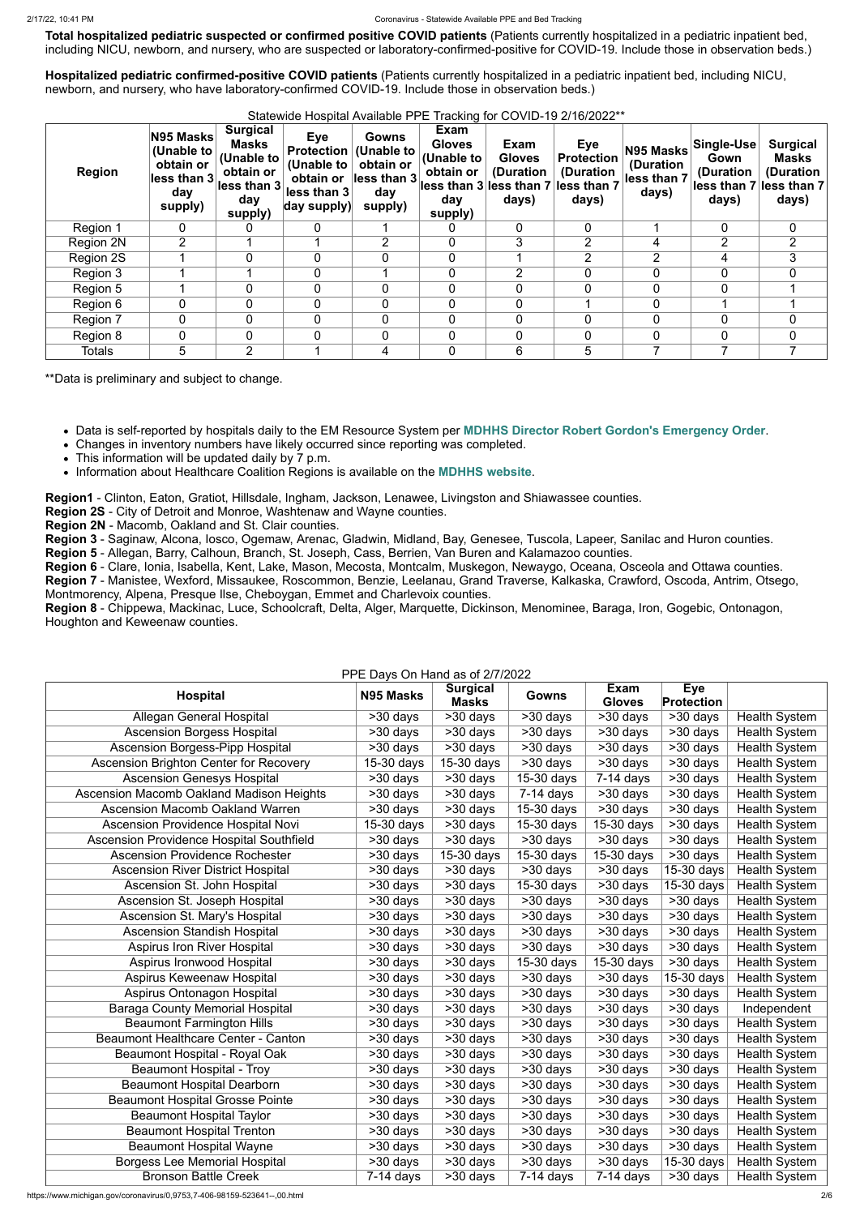**Total hospitalized pediatric suspected or confirmed positive COVID patients** (Patients currently hospitalized in a pediatric inpatient bed, including NICU, newborn, and nursery, who are suspected or laboratory-confirmed-positive for COVID-19. Include those in observation beds.)

**Hospitalized pediatric confirmed-positive COVID patients** (Patients currently hospitalized in a pediatric inpatient bed, including NICU, newborn, and nursery, who have laboratory-confirmed COVID-19. Include those in observation beds.)

Statewide Hospital Available PPE Tracking for COVID-19 2/16/2022**

| Region | N95 Masks (Unable to obtain or less than 3 day supply) | Surgical Masks (Unable to obtain or less than 3 day supply) | Eye Protection (Unable to obtain or less than 3 day supply) | Gowns (Unable to obtain or less than 3 day supply) | Exam Gloves (Unable to obtain or less than 3 day supply) | Exam Gloves (Duration less than 7 days) | Eye Protection (Duration less than 7 days) | N95 Masks (Duration less than 7 days) | Single-Use Gown (Duration less than 7 days) | Surgical Masks (Duration less than 7 days) |
|---|---|---|---|---|---|---|---|---|---|---|
| Region 1 | 0 | 0 | 0 | 1 | 0 | 0 | 0 | 1 | 0 | 0 |
| Region 2N | 2 | 1 | 1 | 2 | 0 | 3 | 2 | 4 | 2 | 2 |
| Region 2S | 1 | 0 | 0 | 0 | 0 | 1 | 2 | 2 | 4 | 3 |
| Region 3 | 1 | 1 | 0 | 1 | 0 | 2 | 0 | 0 | 0 | 0 |
| Region 5 | 1 | 0 | 0 | 0 | 0 | 0 | 0 | 0 | 0 | 1 |
| Region 6 | 0 | 0 | 0 | 0 | 0 | 0 | 1 | 0 | 1 | 1 |
| Region 7 | 0 | 0 | 0 | 0 | 0 | 0 | 0 | 0 | 0 | 0 |
| Region 8 | 0 | 0 | 0 | 0 | 0 | 0 | 0 | 0 | 0 | 0 |
| Totals | 5 | 2 | 1 | 4 | 0 | 6 | 5 | 7 | 7 | 7 |

**Data is preliminary and subject to change.

- Data is self-reported by hospitals daily to the EM Resource System per **MDHHS Director Robert Gordon's Emergency Order**.
- Changes in inventory numbers have likely occurred since reporting was completed.
- This information will be updated daily by 7 p.m.
- Information about Healthcare Coalition Regions is available on the **MDHHS website**.

**Region1** - Clinton, Eaton, Gratiot, Hillsdale, Ingham, Jackson, Lenawee, Livingston and Shiawassee counties.

**Region 2S** - City of Detroit and Monroe, Washtenaw and Wayne counties.

**Region 2N** - Macomb, Oakland and St. Clair counties.

**Region 3** - Saginaw, Alcona, Iosco, Ogemaw, Arenac, Gladwin, Midland, Bay, Genesee, Tuscola, Lapeer, Sanilac and Huron counties.

**Region 5** - Allegan, Barry, Calhoun, Branch, St. Joseph, Cass, Berrien, Van Buren and Kalamazoo counties.

**Region 6** - Clare, Ionia, Isabella, Kent, Lake, Mason, Mecosta, Montcalm, Muskegon, Newaygo, Oceana, Osceola and Ottawa counties.

**Region 7** - Manistee, Wexford, Missaukee, Roscommon, Benzie, Leelanau, Grand Traverse, Kalkaska, Crawford, Oscoda, Antrim, Otsego, Montmorency, Alpena, Presque Ilse, Cheboygan, Emmet and Charlevoix counties.

**Region 8** - Chippewa, Mackinac, Luce, Schoolcraft, Delta, Alger, Marquette, Dickinson, Menominee, Baraga, Iron, Gogebic, Ontonagon, Houghton and Keweenaw counties.

PPE Days On Hand as of 2/7/2022

| Hospital | N95 Masks | Surgical Masks | Gowns | Exam Gloves | Eye Protection | |
|---|---|---|---|---|---|---|
| Allegan General Hospital | >30 days | >30 days | >30 days | >30 days | >30 days | Health System |
| Ascension Borgess Hospital | >30 days | >30 days | >30 days | >30 days | >30 days | Health System |
| Ascension Borgess-Pipp Hospital | >30 days | >30 days | >30 days | >30 days | >30 days | Health System |
| Ascension Brighton Center for Recovery | 15-30 days | 15-30 days | >30 days | >30 days | >30 days | Health System |
| Ascension Genesys Hospital | >30 days | >30 days | 15-30 days | 7-14 days | >30 days | Health System |
| Ascension Macomb Oakland Madison Heights | >30 days | >30 days | 7-14 days | >30 days | >30 days | Health System |
| Ascension Macomb Oakland Warren | >30 days | >30 days | 15-30 days | >30 days | >30 days | Health System |
| Ascension Providence Hospital Novi | 15-30 days | >30 days | 15-30 days | 15-30 days | >30 days | Health System |
| Ascension Providence Hospital Southfield | >30 days | >30 days | >30 days | >30 days | >30 days | Health System |
| Ascension Providence Rochester | >30 days | 15-30 days | 15-30 days | 15-30 days | >30 days | Health System |
| Ascension River District Hospital | >30 days | >30 days | >30 days | >30 days | 15-30 days | Health System |
| Ascension St. John Hospital | >30 days | >30 days | 15-30 days | >30 days | 15-30 days | Health System |
| Ascension St. Joseph Hospital | >30 days | >30 days | >30 days | >30 days | >30 days | Health System |
| Ascension St. Mary's Hospital | >30 days | >30 days | >30 days | >30 days | >30 days | Health System |
| Ascension Standish Hospital | >30 days | >30 days | >30 days | >30 days | >30 days | Health System |
| Aspirus Iron River Hospital | >30 days | >30 days | >30 days | >30 days | >30 days | Health System |
| Aspirus Ironwood Hospital | >30 days | >30 days | 15-30 days | 15-30 days | >30 days | Health System |
| Aspirus Keweenaw Hospital | >30 days | >30 days | >30 days | >30 days | 15-30 days | Health System |
| Aspirus Ontonagon Hospital | >30 days | >30 days | >30 days | >30 days | >30 days | Health System |
| Baraga County Memorial Hospital | >30 days | >30 days | >30 days | >30 days | >30 days | Independent |
| Beaumont Farmington Hills | >30 days | >30 days | >30 days | >30 days | >30 days | Health System |
| Beaumont Healthcare Center - Canton | >30 days | >30 days | >30 days | >30 days | >30 days | Health System |
| Beaumont Hospital - Royal Oak | >30 days | >30 days | >30 days | >30 days | >30 days | Health System |
| Beaumont Hospital - Troy | >30 days | >30 days | >30 days | >30 days | >30 days | Health System |
| Beaumont Hospital Dearborn | >30 days | >30 days | >30 days | >30 days | >30 days | Health System |
| Beaumont Hospital Grosse Pointe | >30 days | >30 days | >30 days | >30 days | >30 days | Health System |
| Beaumont Hospital Taylor | >30 days | >30 days | >30 days | >30 days | >30 days | Health System |
| Beaumont Hospital Trenton | >30 days | >30 days | >30 days | >30 days | >30 days | Health System |
| Beaumont Hospital Wayne | >30 days | >30 days | >30 days | >30 days | >30 days | Health System |
| Borgess Lee Memorial Hospital | >30 days | >30 days | >30 days | >30 days | 15-30 days | Health System |
| Bronson Battle Creek | 7-14 days | >30 days | 7-14 days | 7-14 days | >30 days | Health System |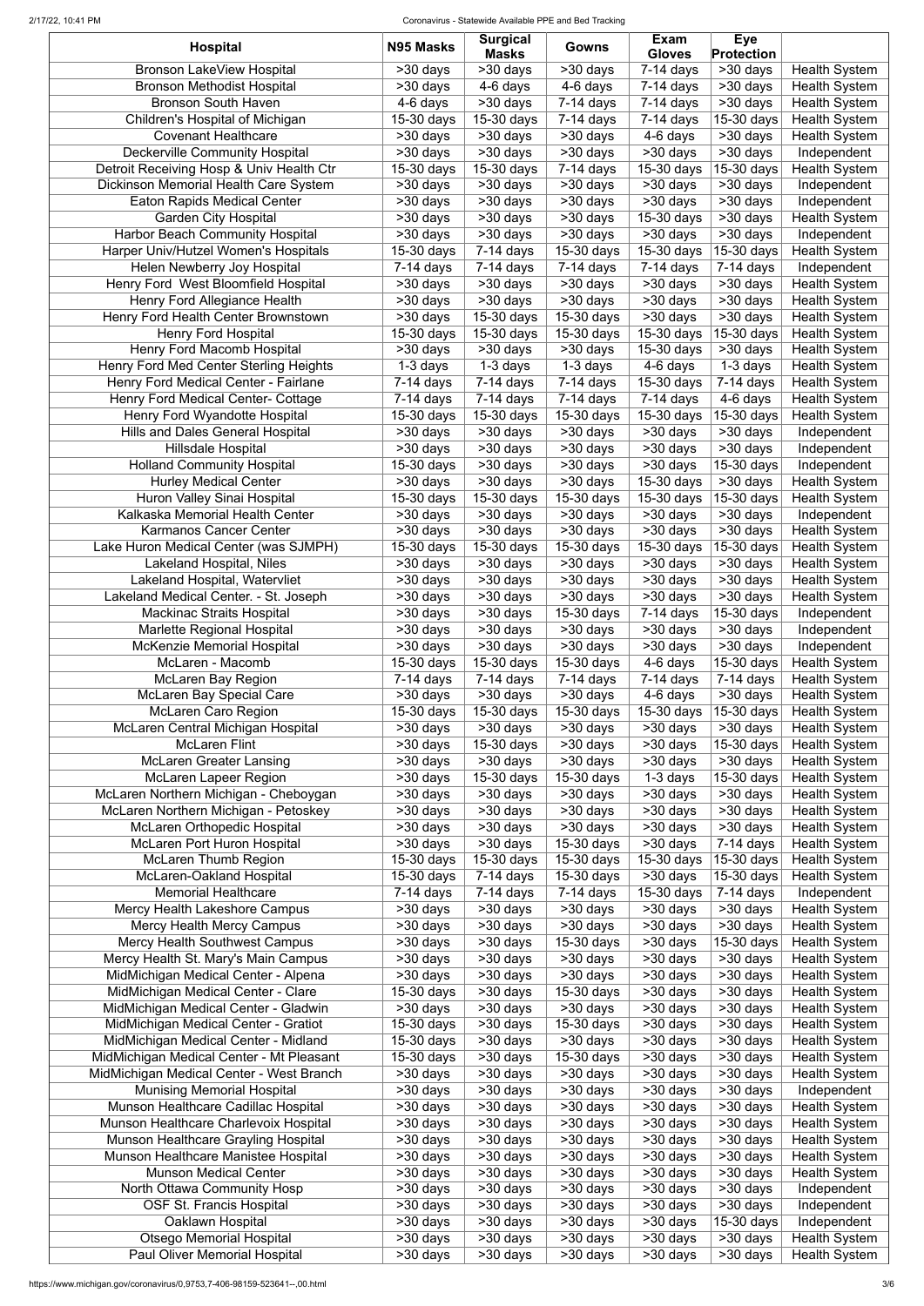| Hospital | N95 Masks | Surgical Masks | Gowns | Exam Gloves | Eye Protection | |
|---|---|---|---|---|---|---|
| Bronson LakeView Hospital | >30 days | >30 days | >30 days | 7-14 days | >30 days | Health System |
| Bronson Methodist Hospital | >30 days | 4-6 days | 4-6 days | 7-14 days | >30 days | Health System |
| Bronson South Haven | 4-6 days | >30 days | 7-14 days | 7-14 days | >30 days | Health System |
| Children's Hospital of Michigan | 15-30 days | 15-30 days | 7-14 days | 7-14 days | 15-30 days | Health System |
| Covenant Healthcare | >30 days | >30 days | >30 days | 4-6 days | >30 days | Health System |
| Deckerville Community Hospital | >30 days | >30 days | >30 days | >30 days | >30 days | Independent |
| Detroit Receiving Hosp & Univ Health Ctr | 15-30 days | 15-30 days | 7-14 days | 15-30 days | 15-30 days | Health System |
| Dickinson Memorial Health Care System | >30 days | >30 days | >30 days | >30 days | >30 days | Independent |
| Eaton Rapids Medical Center | >30 days | >30 days | >30 days | >30 days | >30 days | Independent |
| Garden City Hospital | >30 days | >30 days | >30 days | 15-30 days | >30 days | Health System |
| Harbor Beach Community Hospital | >30 days | >30 days | >30 days | >30 days | >30 days | Independent |
| Harper Univ/Hutzel Women's Hospitals | 15-30 days | 7-14 days | 15-30 days | 15-30 days | 15-30 days | Health System |
| Helen Newberry Joy Hospital | 7-14 days | 7-14 days | 7-14 days | 7-14 days | 7-14 days | Independent |
| Henry Ford West Bloomfield Hospital | >30 days | >30 days | >30 days | >30 days | >30 days | Health System |
| Henry Ford Allegiance Health | >30 days | >30 days | >30 days | >30 days | >30 days | Health System |
| Henry Ford Health Center Brownstown | >30 days | 15-30 days | 15-30 days | >30 days | >30 days | Health System |
| Henry Ford Hospital | 15-30 days | 15-30 days | 15-30 days | 15-30 days | 15-30 days | Health System |
| Henry Ford Macomb Hospital | >30 days | >30 days | >30 days | 15-30 days | >30 days | Health System |
| Henry Ford Med Center Sterling Heights | 1-3 days | 1-3 days | 1-3 days | 4-6 days | 1-3 days | Health System |
| Henry Ford Medical Center - Fairlane | 7-14 days | 7-14 days | 7-14 days | 15-30 days | 7-14 days | Health System |
| Henry Ford Medical Center- Cottage | 7-14 days | 7-14 days | 7-14 days | 7-14 days | 4-6 days | Health System |
| Henry Ford Wyandotte Hospital | 15-30 days | 15-30 days | 15-30 days | 15-30 days | 15-30 days | Health System |
| Hills and Dales General Hospital | >30 days | >30 days | >30 days | >30 days | >30 days | Independent |
| Hillsdale Hospital | >30 days | >30 days | >30 days | >30 days | >30 days | Independent |
| Holland Community Hospital | 15-30 days | >30 days | >30 days | >30 days | 15-30 days | Independent |
| Hurley Medical Center | >30 days | >30 days | >30 days | 15-30 days | >30 days | Health System |
| Huron Valley Sinai Hospital | 15-30 days | 15-30 days | 15-30 days | 15-30 days | 15-30 days | Health System |
| Kalkaska Memorial Health Center | >30 days | >30 days | >30 days | >30 days | >30 days | Independent |
| Karmanos Cancer Center | >30 days | >30 days | >30 days | >30 days | >30 days | Health System |
| Lake Huron Medical Center (was SJMPH) | 15-30 days | 15-30 days | 15-30 days | 15-30 days | 15-30 days | Health System |
| Lakeland Hospital, Niles | >30 days | >30 days | >30 days | >30 days | >30 days | Health System |
| Lakeland Hospital, Watervliet | >30 days | >30 days | >30 days | >30 days | >30 days | Health System |
| Lakeland Medical Center. - St. Joseph | >30 days | >30 days | >30 days | >30 days | >30 days | Health System |
| Mackinac Straits Hospital | >30 days | >30 days | 15-30 days | 7-14 days | 15-30 days | Independent |
| Marlette Regional Hospital | >30 days | >30 days | >30 days | >30 days | >30 days | Independent |
| McKenzie Memorial Hospital | >30 days | >30 days | >30 days | >30 days | >30 days | Independent |
| McLaren - Macomb | 15-30 days | 15-30 days | 15-30 days | 4-6 days | 15-30 days | Health System |
| McLaren Bay Region | 7-14 days | 7-14 days | 7-14 days | 7-14 days | 7-14 days | Health System |
| McLaren Bay Special Care | >30 days | >30 days | >30 days | 4-6 days | >30 days | Health System |
| McLaren Caro Region | 15-30 days | 15-30 days | 15-30 days | 15-30 days | 15-30 days | Health System |
| McLaren Central Michigan Hospital | >30 days | >30 days | >30 days | >30 days | >30 days | Health System |
| McLaren Flint | >30 days | 15-30 days | >30 days | >30 days | 15-30 days | Health System |
| McLaren Greater Lansing | >30 days | >30 days | >30 days | >30 days | >30 days | Health System |
| McLaren Lapeer Region | >30 days | 15-30 days | 15-30 days | 1-3 days | 15-30 days | Health System |
| McLaren Northern Michigan - Cheboygan | >30 days | >30 days | >30 days | >30 days | >30 days | Health System |
| McLaren Northern Michigan - Petoskey | >30 days | >30 days | >30 days | >30 days | >30 days | Health System |
| McLaren Orthopedic Hospital | >30 days | >30 days | >30 days | >30 days | >30 days | Health System |
| McLaren Port Huron Hospital | >30 days | >30 days | 15-30 days | >30 days | 7-14 days | Health System |
| McLaren Thumb Region | 15-30 days | 15-30 days | 15-30 days | 15-30 days | 15-30 days | Health System |
| McLaren-Oakland Hospital | 15-30 days | 7-14 days | 15-30 days | >30 days | 15-30 days | Health System |
| Memorial Healthcare | 7-14 days | 7-14 days | 7-14 days | 15-30 days | 7-14 days | Independent |
| Mercy Health Lakeshore Campus | >30 days | >30 days | >30 days | >30 days | >30 days | Health System |
| Mercy Health Mercy Campus | >30 days | >30 days | >30 days | >30 days | >30 days | Health System |
| Mercy Health Southwest Campus | >30 days | >30 days | 15-30 days | >30 days | 15-30 days | Health System |
| Mercy Health St. Mary's Main Campus | >30 days | >30 days | >30 days | >30 days | >30 days | Health System |
| MidMichigan Medical Center - Alpena | >30 days | >30 days | >30 days | >30 days | >30 days | Health System |
| MidMichigan Medical Center - Clare | 15-30 days | >30 days | 15-30 days | >30 days | >30 days | Health System |
| MidMichigan Medical Center - Gladwin | >30 days | >30 days | >30 days | >30 days | >30 days | Health System |
| MidMichigan Medical Center - Gratiot | 15-30 days | >30 days | 15-30 days | >30 days | >30 days | Health System |
| MidMichigan Medical Center - Midland | 15-30 days | >30 days | >30 days | >30 days | >30 days | Health System |
| MidMichigan Medical Center - Mt Pleasant | 15-30 days | >30 days | 15-30 days | >30 days | >30 days | Health System |
| MidMichigan Medical Center - West Branch | >30 days | >30 days | >30 days | >30 days | >30 days | Health System |
| Munising Memorial Hospital | >30 days | >30 days | >30 days | >30 days | >30 days | Independent |
| Munson Healthcare Cadillac Hospital | >30 days | >30 days | >30 days | >30 days | >30 days | Health System |
| Munson Healthcare Charlevoix Hospital | >30 days | >30 days | >30 days | >30 days | >30 days | Health System |
| Munson Healthcare Grayling Hospital | >30 days | >30 days | >30 days | >30 days | >30 days | Health System |
| Munson Healthcare Manistee Hospital | >30 days | >30 days | >30 days | >30 days | >30 days | Health System |
| Munson Medical Center | >30 days | >30 days | >30 days | >30 days | >30 days | Health System |
| North Ottawa Community Hosp | >30 days | >30 days | >30 days | >30 days | >30 days | Independent |
| OSF St. Francis Hospital | >30 days | >30 days | >30 days | >30 days | >30 days | Independent |
| Oaklawn Hospital | >30 days | >30 days | >30 days | >30 days | 15-30 days | Independent |
| Otsego Memorial Hospital | >30 days | >30 days | >30 days | >30 days | >30 days | Health System |
| Paul Oliver Memorial Hospital | >30 days | >30 days | >30 days | >30 days | >30 days | Health System |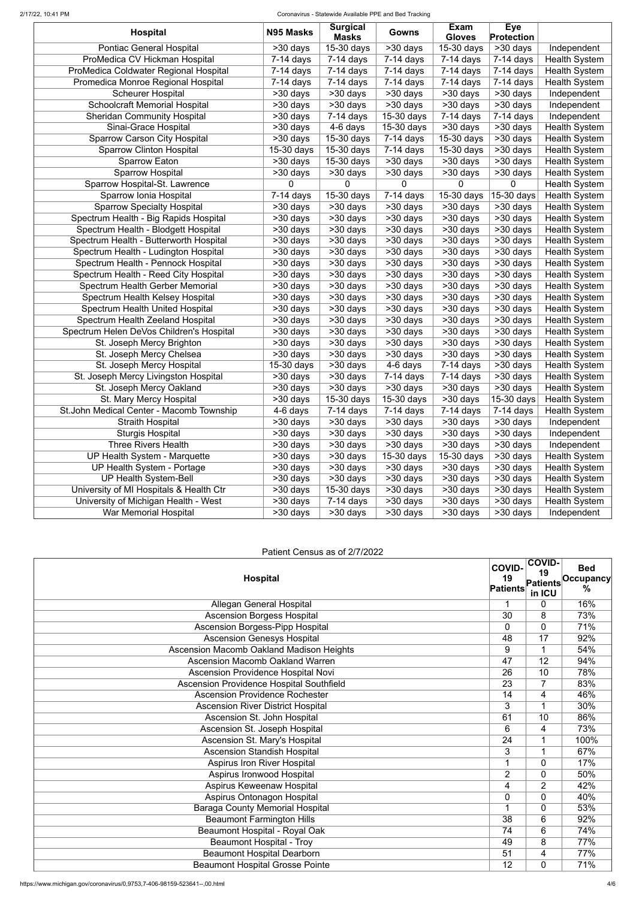| Hospital | N95 Masks | Surgical Masks | Gowns | Exam Gloves | Eye Protection | |
|---|---|---|---|---|---|---|
| Pontiac General Hospital | >30 days | 15-30 days | >30 days | 15-30 days | >30 days | Independent |
| ProMedica CV Hickman Hospital | 7-14 days | 7-14 days | 7-14 days | 7-14 days | 7-14 days | Health System |
| ProMedica Coldwater Regional Hospital | 7-14 days | 7-14 days | 7-14 days | 7-14 days | 7-14 days | Health System |
| Promedica Monroe Regional Hospital | 7-14 days | 7-14 days | 7-14 days | 7-14 days | 7-14 days | Health System |
| Scheurer Hospital | >30 days | >30 days | >30 days | >30 days | >30 days | Independent |
| Schoolcraft Memorial Hospital | >30 days | >30 days | >30 days | >30 days | >30 days | Independent |
| Sheridan Community Hospital | >30 days | 7-14 days | 15-30 days | 7-14 days | 7-14 days | Independent |
| Sinai-Grace Hospital | >30 days | 4-6 days | 15-30 days | >30 days | >30 days | Health System |
| Sparrow Carson City Hospital | >30 days | 15-30 days | 7-14 days | 15-30 days | >30 days | Health System |
| Sparrow Clinton Hospital | 15-30 days | 15-30 days | 7-14 days | 15-30 days | >30 days | Health System |
| Sparrow Eaton | >30 days | 15-30 days | >30 days | >30 days | >30 days | Health System |
| Sparrow Hospital | >30 days | >30 days | >30 days | >30 days | >30 days | Health System |
| Sparrow Hospital-St. Lawrence | 0 | 0 | 0 | 0 | 0 | Health System |
| Sparrow Ionia Hospital | 7-14 days | 15-30 days | 7-14 days | 15-30 days | 15-30 days | Health System |
| Sparrow Specialty Hospital | >30 days | >30 days | >30 days | >30 days | >30 days | Health System |
| Spectrum Health - Big Rapids Hospital | >30 days | >30 days | >30 days | >30 days | >30 days | Health System |
| Spectrum Health - Blodgett Hospital | >30 days | >30 days | >30 days | >30 days | >30 days | Health System |
| Spectrum Health - Butterworth Hospital | >30 days | >30 days | >30 days | >30 days | >30 days | Health System |
| Spectrum Health - Ludington Hospital | >30 days | >30 days | >30 days | >30 days | >30 days | Health System |
| Spectrum Health - Pennock Hospital | >30 days | >30 days | >30 days | >30 days | >30 days | Health System |
| Spectrum Health - Reed City Hospital | >30 days | >30 days | >30 days | >30 days | >30 days | Health System |
| Spectrum Health Gerber Memorial | >30 days | >30 days | >30 days | >30 days | >30 days | Health System |
| Spectrum Health Kelsey Hospital | >30 days | >30 days | >30 days | >30 days | >30 days | Health System |
| Spectrum Health United Hospital | >30 days | >30 days | >30 days | >30 days | >30 days | Health System |
| Spectrum Health Zeeland Hospital | >30 days | >30 days | >30 days | >30 days | >30 days | Health System |
| Spectrum Helen DeVos Children's Hospital | >30 days | >30 days | >30 days | >30 days | >30 days | Health System |
| St. Joseph Mercy Brighton | >30 days | >30 days | >30 days | >30 days | >30 days | Health System |
| St. Joseph Mercy Chelsea | >30 days | >30 days | >30 days | >30 days | >30 days | Health System |
| St. Joseph Mercy Hospital | 15-30 days | >30 days | 4-6 days | 7-14 days | >30 days | Health System |
| St. Joseph Mercy Livingston Hospital | >30 days | >30 days | 7-14 days | 7-14 days | >30 days | Health System |
| St. Joseph Mercy Oakland | >30 days | >30 days | >30 days | >30 days | >30 days | Health System |
| St. Mary Mercy Hospital | >30 days | 15-30 days | 15-30 days | >30 days | 15-30 days | Health System |
| St.John Medical Center - Macomb Township | 4-6 days | 7-14 days | 7-14 days | 7-14 days | 7-14 days | Health System |
| Straith Hospital | >30 days | >30 days | >30 days | >30 days | >30 days | Independent |
| Sturgis Hospital | >30 days | >30 days | >30 days | >30 days | >30 days | Independent |
| Three Rivers Health | >30 days | >30 days | >30 days | >30 days | >30 days | Independent |
| UP Health System - Marquette | >30 days | >30 days | 15-30 days | 15-30 days | >30 days | Health System |
| UP Health System - Portage | >30 days | >30 days | >30 days | >30 days | >30 days | Health System |
| UP Health System-Bell | >30 days | >30 days | >30 days | >30 days | >30 days | Health System |
| University of MI Hospitals & Health Ctr | >30 days | 15-30 days | >30 days | >30 days | >30 days | Health System |
| University of Michigan Health - West | >30 days | 7-14 days | >30 days | >30 days | >30 days | Health System |
| War Memorial Hospital | >30 days | >30 days | >30 days | >30 days | >30 days | Independent |

Patient Census as of 2/7/2022

| Hospital | COVID-19 Patients | COVID-19 Patients in ICU | Bed Occupancy % |
|---|---|---|---|
| Allegan General Hospital | 1 | 0 | 16% |
| Ascension Borgess Hospital | 30 | 8 | 73% |
| Ascension Borgess-Pipp Hospital | 0 | 0 | 71% |
| Ascension Genesys Hospital | 48 | 17 | 92% |
| Ascension Macomb Oakland Madison Heights | 9 | 1 | 54% |
| Ascension Macomb Oakland Warren | 47 | 12 | 94% |
| Ascension Providence Hospital Novi | 26 | 10 | 78% |
| Ascension Providence Hospital Southfield | 23 | 7 | 83% |
| Ascension Providence Rochester | 14 | 4 | 46% |
| Ascension River District Hospital | 3 | 1 | 30% |
| Ascension St. John Hospital | 61 | 10 | 86% |
| Ascension St. Joseph Hospital | 6 | 4 | 73% |
| Ascension St. Mary's Hospital | 24 | 1 | 100% |
| Ascension Standish Hospital | 3 | 1 | 67% |
| Aspirus Iron River Hospital | 1 | 0 | 17% |
| Aspirus Ironwood Hospital | 2 | 0 | 50% |
| Aspirus Keweenaw Hospital | 4 | 2 | 42% |
| Aspirus Ontonagon Hospital | 0 | 0 | 40% |
| Baraga County Memorial Hospital | 1 | 0 | 53% |
| Beaumont Farmington Hills | 38 | 6 | 92% |
| Beaumont Hospital - Royal Oak | 74 | 6 | 74% |
| Beaumont Hospital - Troy | 49 | 8 | 77% |
| Beaumont Hospital Dearborn | 51 | 4 | 77% |
| Beaumont Hospital Grosse Pointe | 12 | 0 | 71% |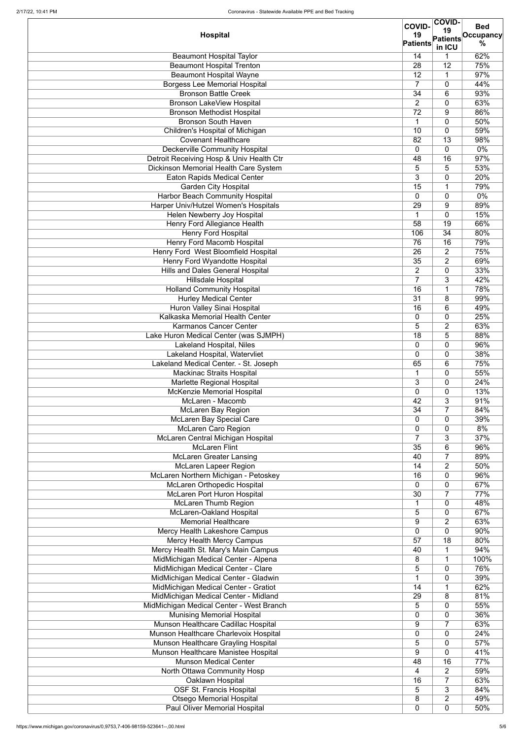| Hospital | COVID-19 Patients | COVID-19 Patients in ICU | Bed Occupancy % |
|---|---|---|---|
| Beaumont Hospital Taylor | 14 | 1 | 62% |
| Beaumont Hospital Trenton | 28 | 12 | 75% |
| Beaumont Hospital Wayne | 12 | 1 | 97% |
| Borgess Lee Memorial Hospital | 7 | 0 | 44% |
| Bronson Battle Creek | 34 | 6 | 93% |
| Bronson LakeView Hospital | 2 | 0 | 63% |
| Bronson Methodist Hospital | 72 | 9 | 86% |
| Bronson South Haven | 1 | 0 | 50% |
| Children's Hospital of Michigan | 10 | 0 | 59% |
| Covenant Healthcare | 82 | 13 | 98% |
| Deckerville Community Hospital | 0 | 0 | 0% |
| Detroit Receiving Hosp & Univ Health Ctr | 48 | 16 | 97% |
| Dickinson Memorial Health Care System | 5 | 5 | 53% |
| Eaton Rapids Medical Center | 3 | 0 | 20% |
| Garden City Hospital | 15 | 1 | 79% |
| Harbor Beach Community Hospital | 0 | 0 | 0% |
| Harper Univ/Hutzel Women's Hospitals | 29 | 9 | 89% |
| Helen Newberry Joy Hospital | 1 | 0 | 15% |
| Henry Ford Allegiance Health | 58 | 19 | 66% |
| Henry Ford Hospital | 106 | 34 | 80% |
| Henry Ford Macomb Hospital | 76 | 16 | 79% |
| Henry Ford West Bloomfield Hospital | 26 | 2 | 75% |
| Henry Ford Wyandotte Hospital | 35 | 2 | 69% |
| Hills and Dales General Hospital | 2 | 0 | 33% |
| Hillsdale Hospital | 7 | 3 | 42% |
| Holland Community Hospital | 16 | 1 | 78% |
| Hurley Medical Center | 31 | 8 | 99% |
| Huron Valley Sinai Hospital | 16 | 6 | 49% |
| Kalkaska Memorial Health Center | 0 | 0 | 25% |
| Karmanos Cancer Center | 5 | 2 | 63% |
| Lake Huron Medical Center (was SJMPH) | 18 | 5 | 88% |
| Lakeland Hospital, Niles | 0 | 0 | 96% |
| Lakeland Hospital, Watervliet | 0 | 0 | 38% |
| Lakeland Medical Center. - St. Joseph | 65 | 6 | 75% |
| Mackinac Straits Hospital | 1 | 0 | 55% |
| Marlette Regional Hospital | 3 | 0 | 24% |
| McKenzie Memorial Hospital | 0 | 0 | 13% |
| McLaren - Macomb | 42 | 3 | 91% |
| McLaren Bay Region | 34 | 7 | 84% |
| McLaren Bay Special Care | 0 | 0 | 39% |
| McLaren Caro Region | 0 | 0 | 8% |
| McLaren Central Michigan Hospital | 7 | 3 | 37% |
| McLaren Flint | 35 | 6 | 96% |
| McLaren Greater Lansing | 40 | 7 | 89% |
| McLaren Lapeer Region | 14 | 2 | 50% |
| McLaren Northern Michigan - Petoskey | 16 | 0 | 96% |
| McLaren Orthopedic Hospital | 0 | 0 | 67% |
| McLaren Port Huron Hospital | 30 | 7 | 77% |
| McLaren Thumb Region | 1 | 0 | 48% |
| McLaren-Oakland Hospital | 5 | 0 | 67% |
| Memorial Healthcare | 9 | 2 | 63% |
| Mercy Health Lakeshore Campus | 0 | 0 | 90% |
| Mercy Health Mercy Campus | 57 | 18 | 80% |
| Mercy Health St. Mary's Main Campus | 40 | 1 | 94% |
| MidMichigan Medical Center - Alpena | 8 | 1 | 100% |
| MidMichigan Medical Center - Clare | 5 | 0 | 76% |
| MidMichigan Medical Center - Gladwin | 1 | 0 | 39% |
| MidMichigan Medical Center - Gratiot | 14 | 1 | 62% |
| MidMichigan Medical Center - Midland | 29 | 8 | 81% |
| MidMichigan Medical Center - West Branch | 5 | 0 | 55% |
| Munising Memorial Hospital | 0 | 0 | 36% |
| Munson Healthcare Cadillac Hospital | 9 | 7 | 63% |
| Munson Healthcare Charlevoix Hospital | 0 | 0 | 24% |
| Munson Healthcare Grayling Hospital | 5 | 0 | 57% |
| Munson Healthcare Manistee Hospital | 9 | 0 | 41% |
| Munson Medical Center | 48 | 16 | 77% |
| North Ottawa Community Hosp | 4 | 2 | 59% |
| Oaklawn Hospital | 16 | 7 | 63% |
| OSF St. Francis Hospital | 5 | 3 | 84% |
| Otsego Memorial Hospital | 8 | 2 | 49% |
| Paul Oliver Memorial Hospital | 0 | 0 | 50% |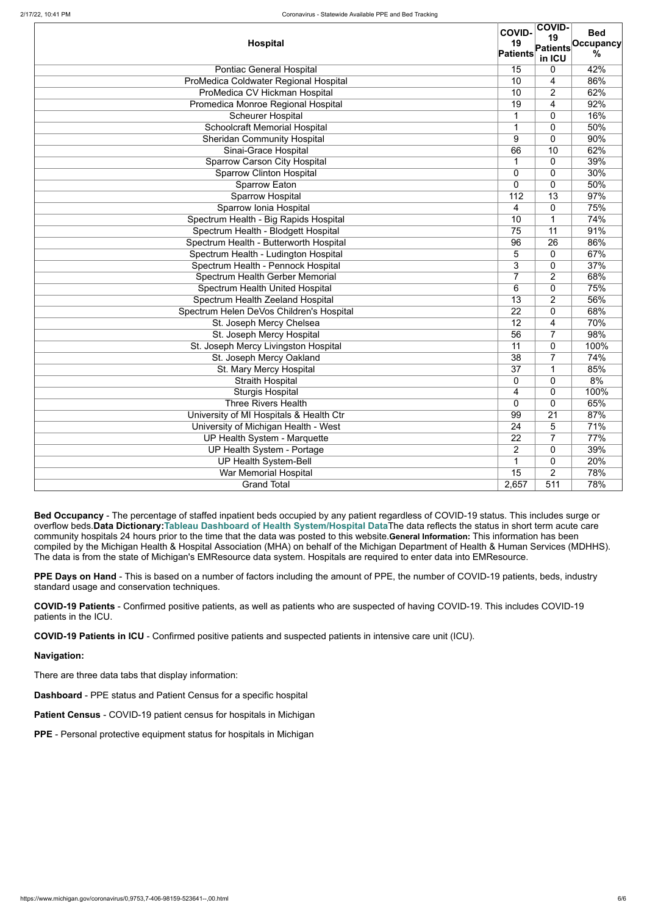| Hospital | COVID-19 Patients | COVID-19 Patients in ICU | Bed Occupancy % |
|---|---|---|---|
| Pontiac General Hospital | 15 | 0 | 42% |
| ProMedica Coldwater Regional Hospital | 10 | 4 | 86% |
| ProMedica CV Hickman Hospital | 10 | 2 | 62% |
| Promedica Monroe Regional Hospital | 19 | 4 | 92% |
| Scheurer Hospital | 1 | 0 | 16% |
| Schoolcraft Memorial Hospital | 1 | 0 | 50% |
| Sheridan Community Hospital | 9 | 0 | 90% |
| Sinai-Grace Hospital | 66 | 10 | 62% |
| Sparrow Carson City Hospital | 1 | 0 | 39% |
| Sparrow Clinton Hospital | 0 | 0 | 30% |
| Sparrow Eaton | 0 | 0 | 50% |
| Sparrow Hospital | 112 | 13 | 97% |
| Sparrow Ionia Hospital | 4 | 0 | 75% |
| Spectrum Health - Big Rapids Hospital | 10 | 1 | 74% |
| Spectrum Health - Blodgett Hospital | 75 | 11 | 91% |
| Spectrum Health - Butterworth Hospital | 96 | 26 | 86% |
| Spectrum Health - Ludington Hospital | 5 | 0 | 67% |
| Spectrum Health - Pennock Hospital | 3 | 0 | 37% |
| Spectrum Health Gerber Memorial | 7 | 2 | 68% |
| Spectrum Health United Hospital | 6 | 0 | 75% |
| Spectrum Health Zeeland Hospital | 13 | 2 | 56% |
| Spectrum Helen DeVos Children's Hospital | 22 | 0 | 68% |
| St. Joseph Mercy Chelsea | 12 | 4 | 70% |
| St. Joseph Mercy Hospital | 56 | 7 | 98% |
| St. Joseph Mercy Livingston Hospital | 11 | 0 | 100% |
| St. Joseph Mercy Oakland | 38 | 7 | 74% |
| St. Mary Mercy Hospital | 37 | 1 | 85% |
| Straith Hospital | 0 | 0 | 8% |
| Sturgis Hospital | 4 | 0 | 100% |
| Three Rivers Health | 0 | 0 | 65% |
| University of MI Hospitals & Health Ctr | 99 | 21 | 87% |
| University of Michigan Health - West | 24 | 5 | 71% |
| UP Health System - Marquette | 22 | 7 | 77% |
| UP Health System - Portage | 2 | 0 | 39% |
| UP Health System-Bell | 1 | 0 | 20% |
| War Memorial Hospital | 15 | 2 | 78% |
| Grand Total | 2,657 | 511 | 78% |

**Bed Occupancy** - The percentage of staffed inpatient beds occupied by any patient regardless of COVID-19 status. This includes surge or overflow beds.**Data Dictionary:Tableau Dashboard of Health System/Hospital Data**The data reflects the status in short term acute care community hospitals 24 hours prior to the time that the data was posted to this website.**General Information:** This information has been compiled by the Michigan Health & Hospital Association (MHA) on behalf of the Michigan Department of Health & Human Services (MDHHS). The data is from the state of Michigan's EMResource data system. Hospitals are required to enter data into EMResource.

**PPE Days on Hand** - This is based on a number of factors including the amount of PPE, the number of COVID-19 patients, beds, industry standard usage and conservation techniques.

**COVID-19 Patients** - Confirmed positive patients, as well as patients who are suspected of having COVID-19. This includes COVID-19 patients in the ICU.

**COVID-19 Patients in ICU** - Confirmed positive patients and suspected patients in intensive care unit (ICU).

**Navigation:**

There are three data tabs that display information:

**Dashboard** - PPE status and Patient Census for a specific hospital

**Patient Census** - COVID-19 patient census for hospitals in Michigan

**PPE** - Personal protective equipment status for hospitals in Michigan